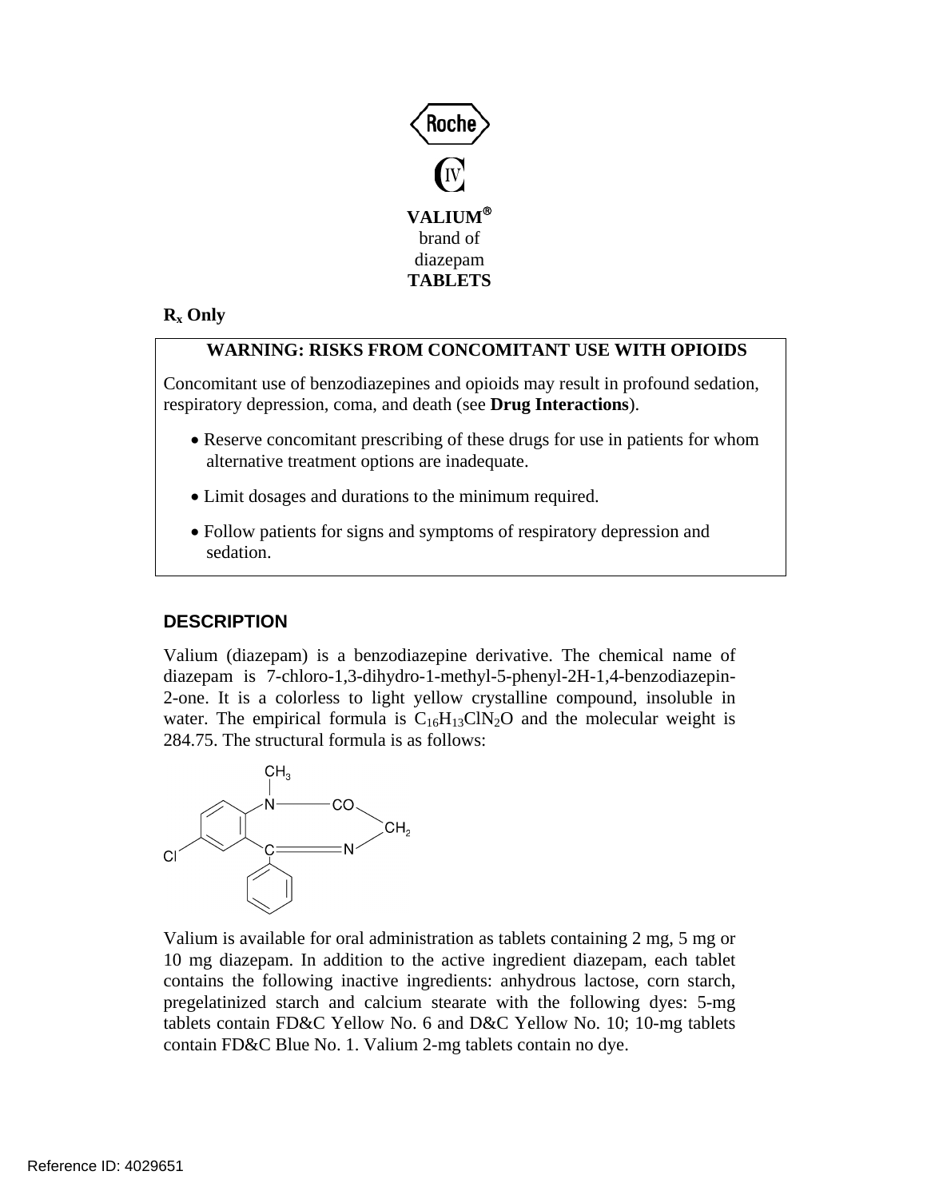Roche

CIV

**VALIUM®**
brand of
diazepam
**TABLETS**

**$R_x$ Only**

**WARNING: RISKS FROM CONCOMITANT USE WITH OPIOIDS**

Concomitant use of benzodiazepines and opioids may result in profound sedation, respiratory depression, coma, and death (see **Drug Interactions**).

- Reserve concomitant prescribing of these drugs for use in patients for whom alternative treatment options are inadequate.
- Limit dosages and durations to the minimum required.
- Follow patients for signs and symptoms of respiratory depression and sedation.

## DESCRIPTION

Valium (diazepam) is a benzodiazepine derivative. The chemical name of diazepam is 7-chloro-1,3-dihydro-1-methyl-5-phenyl-2H-1,4-benzodiazepin-2-one. It is a colorless to light yellow crystalline compound, insoluble in water. The empirical formula is $C_{16}H_{13}ClN_2O$ and the molecular weight is 284.75. The structural formula is as follows:

Valium is available for oral administration as tablets containing 2 mg, 5 mg or 10 mg diazepam. In addition to the active ingredient diazepam, each tablet contains the following inactive ingredients: anhydrous lactose, corn starch, pregelatinized starch and calcium stearate with the following dyes: 5-mg tablets contain FD&C Yellow No. 6 and D&C Yellow No. 10; 10-mg tablets contain FD&C Blue No. 1. Valium 2-mg tablets contain no dye.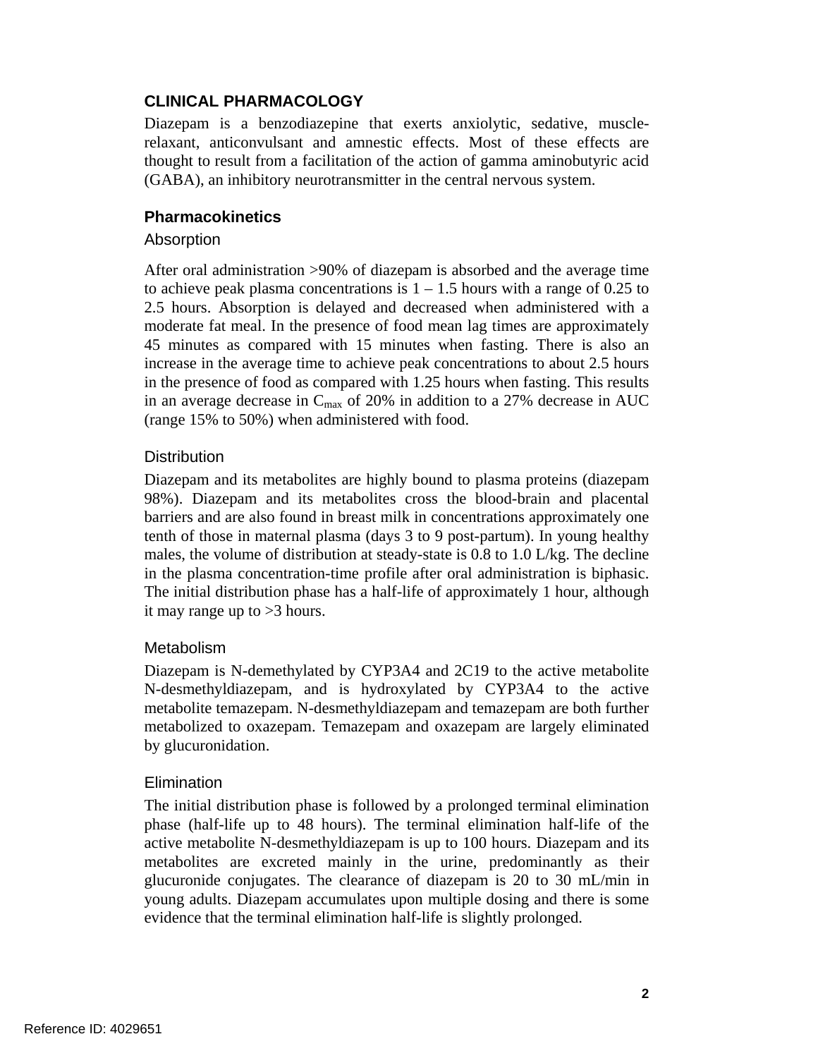## CLINICAL PHARMACOLOGY

Diazepam is a benzodiazepine that exerts anxiolytic, sedative, muscle-relaxant, anticonvulsant and amnestic effects. Most of these effects are thought to result from a facilitation of the action of gamma aminobutyric acid (GABA), an inhibitory neurotransmitter in the central nervous system.

### Pharmacokinetics

#### Absorption

After oral administration >90% of diazepam is absorbed and the average time to achieve peak plasma concentrations is 1 – 1.5 hours with a range of 0.25 to 2.5 hours. Absorption is delayed and decreased when administered with a moderate fat meal. In the presence of food mean lag times are approximately 45 minutes as compared with 15 minutes when fasting. There is also an increase in the average time to achieve peak concentrations to about 2.5 hours in the presence of food as compared with 1.25 hours when fasting. This results in an average decrease in $C_{max}$ of 20% in addition to a 27% decrease in AUC (range 15% to 50%) when administered with food.

#### Distribution

Diazepam and its metabolites are highly bound to plasma proteins (diazepam 98%). Diazepam and its metabolites cross the blood-brain and placental barriers and are also found in breast milk in concentrations approximately one tenth of those in maternal plasma (days 3 to 9 post-partum). In young healthy males, the volume of distribution at steady-state is 0.8 to 1.0 L/kg. The decline in the plasma concentration-time profile after oral administration is biphasic. The initial distribution phase has a half-life of approximately 1 hour, although it may range up to >3 hours.

#### Metabolism

Diazepam is N-demethylated by CYP3A4 and 2C19 to the active metabolite N-desmethyldiazepam, and is hydroxylated by CYP3A4 to the active metabolite temazepam. N-desmethyldiazepam and temazepam are both further metabolized to oxazepam. Temazepam and oxazepam are largely eliminated by glucuronidation.

#### Elimination

The initial distribution phase is followed by a prolonged terminal elimination phase (half-life up to 48 hours). The terminal elimination half-life of the active metabolite N-desmethyldiazepam is up to 100 hours. Diazepam and its metabolites are excreted mainly in the urine, predominantly as their glucuronide conjugates. The clearance of diazepam is 20 to 30 mL/min in young adults. Diazepam accumulates upon multiple dosing and there is some evidence that the terminal elimination half-life is slightly prolonged.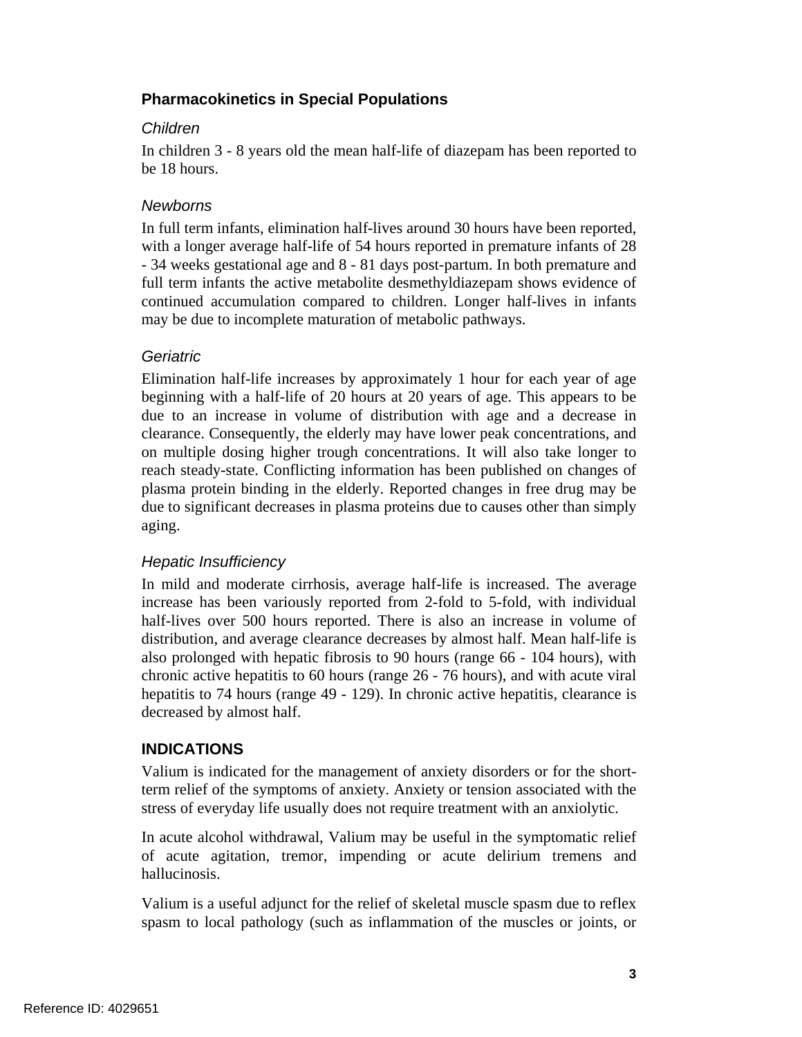### Pharmacokinetics in Special Populations

*Children*

In children 3 - 8 years old the mean half-life of diazepam has been reported to be 18 hours.

*Newborns*

In full term infants, elimination half-lives around 30 hours have been reported, with a longer average half-life of 54 hours reported in premature infants of 28 - 34 weeks gestational age and 8 - 81 days post-partum. In both premature and full term infants the active metabolite desmethyldiazepam shows evidence of continued accumulation compared to children. Longer half-lives in infants may be due to incomplete maturation of metabolic pathways.

*Geriatric*

Elimination half-life increases by approximately 1 hour for each year of age beginning with a half-life of 20 hours at 20 years of age. This appears to be due to an increase in volume of distribution with age and a decrease in clearance. Consequently, the elderly may have lower peak concentrations, and on multiple dosing higher trough concentrations. It will also take longer to reach steady-state. Conflicting information has been published on changes of plasma protein binding in the elderly. Reported changes in free drug may be due to significant decreases in plasma proteins due to causes other than simply aging.

*Hepatic Insufficiency*

In mild and moderate cirrhosis, average half-life is increased. The average increase has been variously reported from 2-fold to 5-fold, with individual half-lives over 500 hours reported. There is also an increase in volume of distribution, and average clearance decreases by almost half. Mean half-life is also prolonged with hepatic fibrosis to 90 hours (range 66 - 104 hours), with chronic active hepatitis to 60 hours (range 26 - 76 hours), and with acute viral hepatitis to 74 hours (range 49 - 129). In chronic active hepatitis, clearance is decreased by almost half.

## INDICATIONS

Valium is indicated for the management of anxiety disorders or for the short-term relief of the symptoms of anxiety. Anxiety or tension associated with the stress of everyday life usually does not require treatment with an anxiolytic.

In acute alcohol withdrawal, Valium may be useful in the symptomatic relief of acute agitation, tremor, impending or acute delirium tremens and hallucinosis.

Valium is a useful adjunct for the relief of skeletal muscle spasm due to reflex spasm to local pathology (such as inflammation of the muscles or joints, or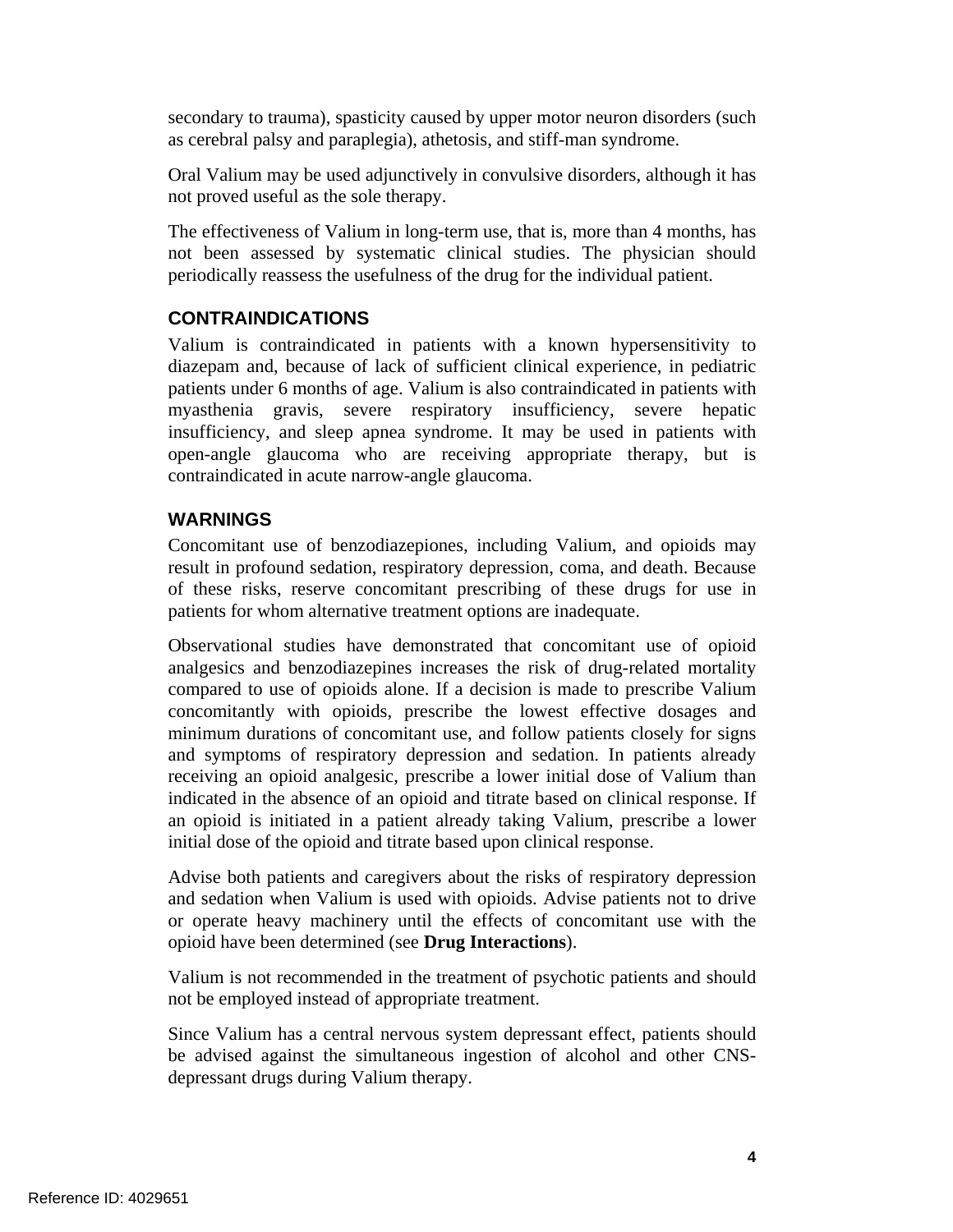secondary to trauma), spasticity caused by upper motor neuron disorders (such as cerebral palsy and paraplegia), athetosis, and stiff-man syndrome.

Oral Valium may be used adjunctively in convulsive disorders, although it has not proved useful as the sole therapy.

The effectiveness of Valium in long-term use, that is, more than 4 months, has not been assessed by systematic clinical studies. The physician should periodically reassess the usefulness of the drug for the individual patient.

## CONTRAINDICATIONS

Valium is contraindicated in patients with a known hypersensitivity to diazepam and, because of lack of sufficient clinical experience, in pediatric patients under 6 months of age. Valium is also contraindicated in patients with myasthenia gravis, severe respiratory insufficiency, severe hepatic insufficiency, and sleep apnea syndrome. It may be used in patients with open-angle glaucoma who are receiving appropriate therapy, but is contraindicated in acute narrow-angle glaucoma.

## WARNINGS

Concomitant use of benzodiazepiones, including Valium, and opioids may result in profound sedation, respiratory depression, coma, and death. Because of these risks, reserve concomitant prescribing of these drugs for use in patients for whom alternative treatment options are inadequate.

Observational studies have demonstrated that concomitant use of opioid analgesics and benzodiazepines increases the risk of drug-related mortality compared to use of opioids alone. If a decision is made to prescribe Valium concomitantly with opioids, prescribe the lowest effective dosages and minimum durations of concomitant use, and follow patients closely for signs and symptoms of respiratory depression and sedation. In patients already receiving an opioid analgesic, prescribe a lower initial dose of Valium than indicated in the absence of an opioid and titrate based on clinical response. If an opioid is initiated in a patient already taking Valium, prescribe a lower initial dose of the opioid and titrate based upon clinical response.

Advise both patients and caregivers about the risks of respiratory depression and sedation when Valium is used with opioids. Advise patients not to drive or operate heavy machinery until the effects of concomitant use with the opioid have been determined (see **Drug Interactions**).

Valium is not recommended in the treatment of psychotic patients and should not be employed instead of appropriate treatment.

Since Valium has a central nervous system depressant effect, patients should be advised against the simultaneous ingestion of alcohol and other CNS-depressant drugs during Valium therapy.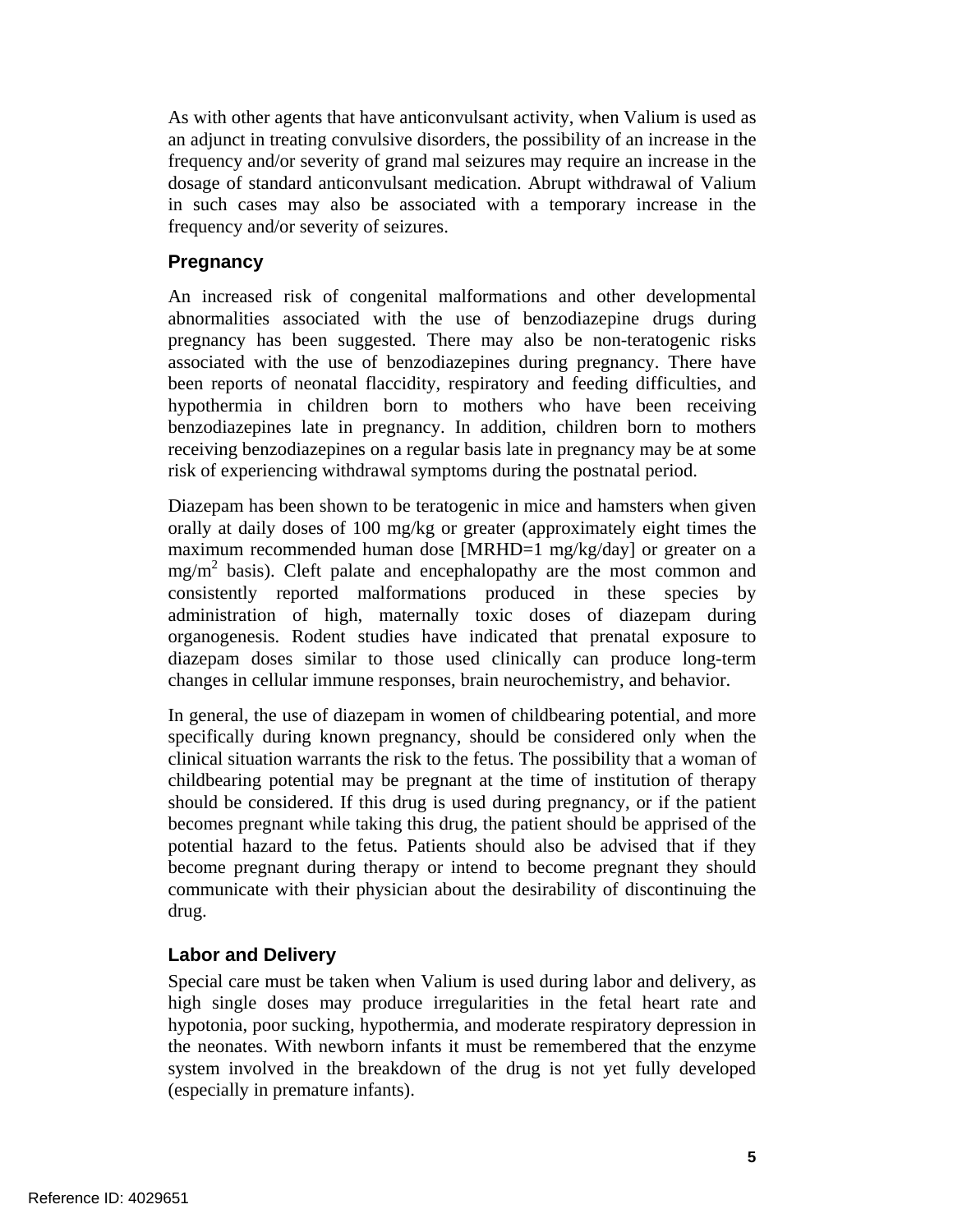As with other agents that have anticonvulsant activity, when Valium is used as an adjunct in treating convulsive disorders, the possibility of an increase in the frequency and/or severity of grand mal seizures may require an increase in the dosage of standard anticonvulsant medication. Abrupt withdrawal of Valium in such cases may also be associated with a temporary increase in the frequency and/or severity of seizures.

### Pregnancy

An increased risk of congenital malformations and other developmental abnormalities associated with the use of benzodiazepine drugs during pregnancy has been suggested. There may also be non-teratogenic risks associated with the use of benzodiazepines during pregnancy. There have been reports of neonatal flaccidity, respiratory and feeding difficulties, and hypothermia in children born to mothers who have been receiving benzodiazepines late in pregnancy. In addition, children born to mothers receiving benzodiazepines on a regular basis late in pregnancy may be at some risk of experiencing withdrawal symptoms during the postnatal period.

Diazepam has been shown to be teratogenic in mice and hamsters when given orally at daily doses of 100 mg/kg or greater (approximately eight times the maximum recommended human dose [MRHD=1 mg/kg/day] or greater on a $mg/m^2$ basis). Cleft palate and encephalopathy are the most common and consistently reported malformations produced in these species by administration of high, maternally toxic doses of diazepam during organogenesis. Rodent studies have indicated that prenatal exposure to diazepam doses similar to those used clinically can produce long-term changes in cellular immune responses, brain neurochemistry, and behavior.

In general, the use of diazepam in women of childbearing potential, and more specifically during known pregnancy, should be considered only when the clinical situation warrants the risk to the fetus. The possibility that a woman of childbearing potential may be pregnant at the time of institution of therapy should be considered. If this drug is used during pregnancy, or if the patient becomes pregnant while taking this drug, the patient should be apprised of the potential hazard to the fetus. Patients should also be advised that if they become pregnant during therapy or intend to become pregnant they should communicate with their physician about the desirability of discontinuing the drug.

### Labor and Delivery

Special care must be taken when Valium is used during labor and delivery, as high single doses may produce irregularities in the fetal heart rate and hypotonia, poor sucking, hypothermia, and moderate respiratory depression in the neonates. With newborn infants it must be remembered that the enzyme system involved in the breakdown of the drug is not yet fully developed (especially in premature infants).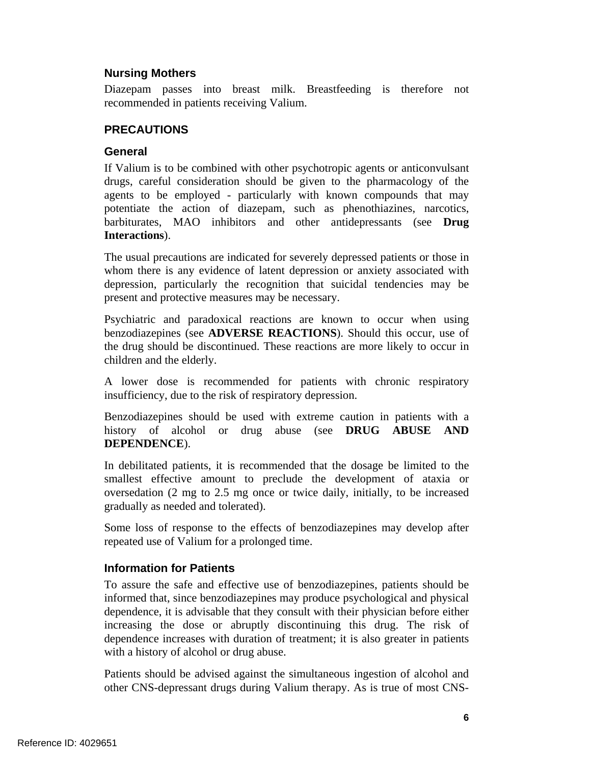### Nursing Mothers

Diazepam passes into breast milk. Breastfeeding is therefore not recommended in patients receiving Valium.

## PRECAUTIONS

### General

If Valium is to be combined with other psychotropic agents or anticonvulsant drugs, careful consideration should be given to the pharmacology of the agents to be employed - particularly with known compounds that may potentiate the action of diazepam, such as phenothiazines, narcotics, barbiturates, MAO inhibitors and other antidepressants (see **Drug Interactions**).

The usual precautions are indicated for severely depressed patients or those in whom there is any evidence of latent depression or anxiety associated with depression, particularly the recognition that suicidal tendencies may be present and protective measures may be necessary.

Psychiatric and paradoxical reactions are known to occur when using benzodiazepines (see **ADVERSE REACTIONS**). Should this occur, use of the drug should be discontinued. These reactions are more likely to occur in children and the elderly.

A lower dose is recommended for patients with chronic respiratory insufficiency, due to the risk of respiratory depression.

Benzodiazepines should be used with extreme caution in patients with a history of alcohol or drug abuse (see **DRUG ABUSE AND DEPENDENCE**).

In debilitated patients, it is recommended that the dosage be limited to the smallest effective amount to preclude the development of ataxia or oversedation (2 mg to 2.5 mg once or twice daily, initially, to be increased gradually as needed and tolerated).

Some loss of response to the effects of benzodiazepines may develop after repeated use of Valium for a prolonged time.

### Information for Patients

To assure the safe and effective use of benzodiazepines, patients should be informed that, since benzodiazepines may produce psychological and physical dependence, it is advisable that they consult with their physician before either increasing the dose or abruptly discontinuing this drug. The risk of dependence increases with duration of treatment; it is also greater in patients with a history of alcohol or drug abuse.

Patients should be advised against the simultaneous ingestion of alcohol and other CNS-depressant drugs during Valium therapy. As is true of most CNS-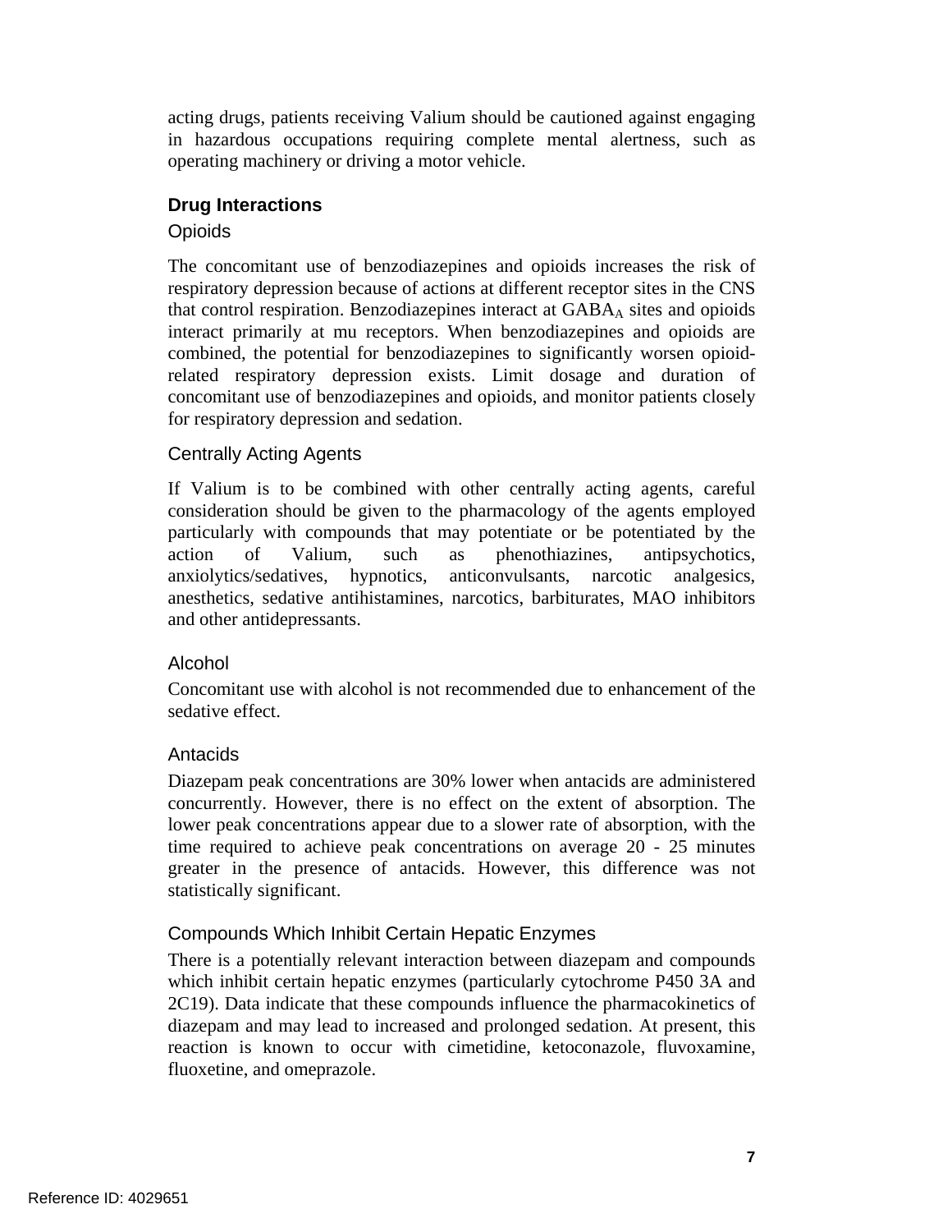acting drugs, patients receiving Valium should be cautioned against engaging in hazardous occupations requiring complete mental alertness, such as operating machinery or driving a motor vehicle.

### Drug Interactions

#### Opioids

The concomitant use of benzodiazepines and opioids increases the risk of respiratory depression because of actions at different receptor sites in the CNS that control respiration. Benzodiazepines interact at $GABA_A$ sites and opioids interact primarily at mu receptors. When benzodiazepines and opioids are combined, the potential for benzodiazepines to significantly worsen opioid-related respiratory depression exists. Limit dosage and duration of concomitant use of benzodiazepines and opioids, and monitor patients closely for respiratory depression and sedation.

#### Centrally Acting Agents

If Valium is to be combined with other centrally acting agents, careful consideration should be given to the pharmacology of the agents employed particularly with compounds that may potentiate or be potentiated by the action of Valium, such as phenothiazines, antipsychotics, anxiolytics/sedatives, hypnotics, anticonvulsants, narcotic analgesics, anesthetics, sedative antihistamines, narcotics, barbiturates, MAO inhibitors and other antidepressants.

#### Alcohol

Concomitant use with alcohol is not recommended due to enhancement of the sedative effect.

#### Antacids

Diazepam peak concentrations are 30% lower when antacids are administered concurrently. However, there is no effect on the extent of absorption. The lower peak concentrations appear due to a slower rate of absorption, with the time required to achieve peak concentrations on average 20 - 25 minutes greater in the presence of antacids. However, this difference was not statistically significant.

#### Compounds Which Inhibit Certain Hepatic Enzymes

There is a potentially relevant interaction between diazepam and compounds which inhibit certain hepatic enzymes (particularly cytochrome P450 3A and 2C19). Data indicate that these compounds influence the pharmacokinetics of diazepam and may lead to increased and prolonged sedation. At present, this reaction is known to occur with cimetidine, ketoconazole, fluvoxamine, fluoxetine, and omeprazole.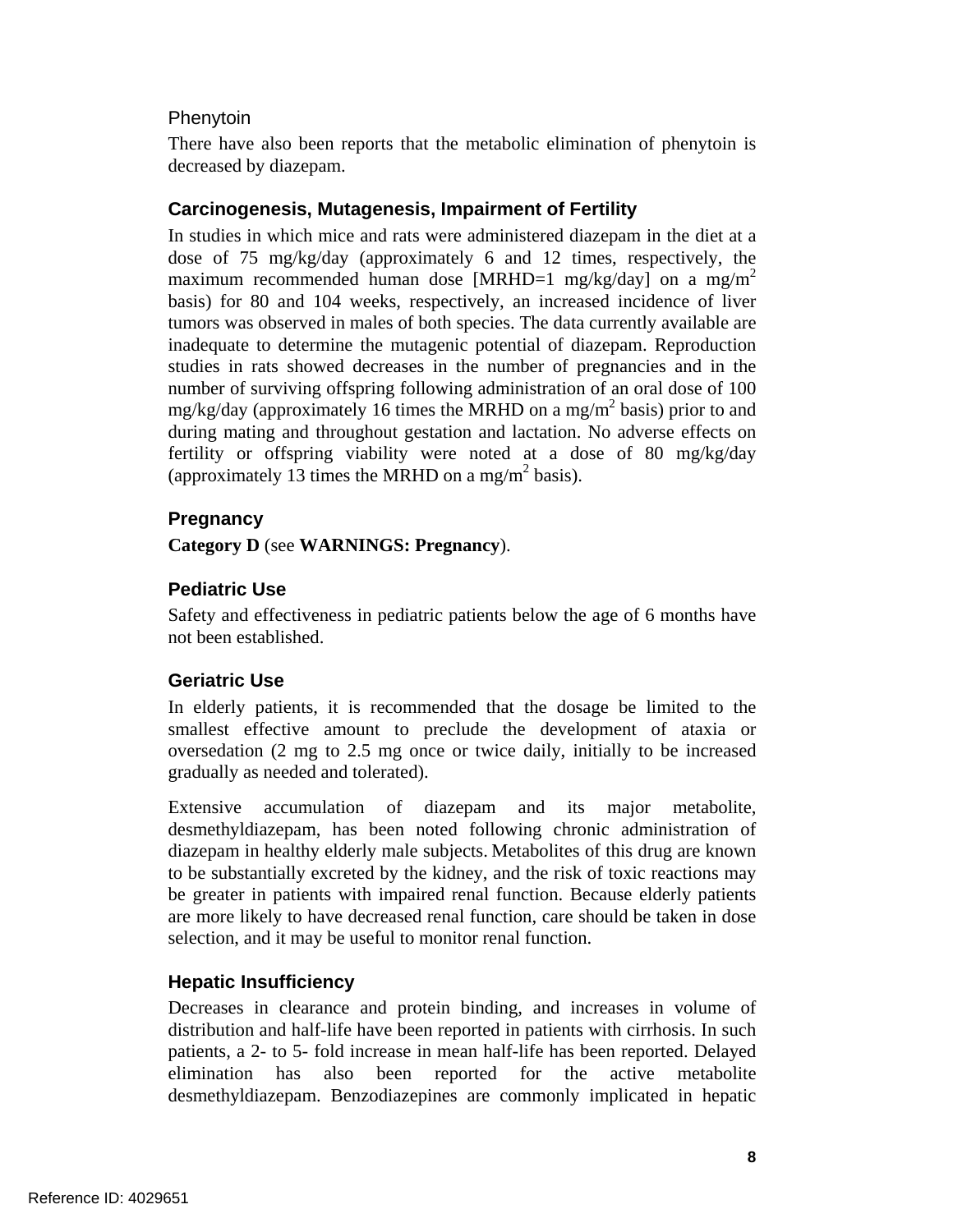Phenytoin

There have also been reports that the metabolic elimination of phenytoin is decreased by diazepam.

### Carcinogenesis, Mutagenesis, Impairment of Fertility

In studies in which mice and rats were administered diazepam in the diet at a dose of 75 mg/kg/day (approximately 6 and 12 times, respectively, the maximum recommended human dose [MRHD=1 mg/kg/day] on a mg/m$^2$ basis) for 80 and 104 weeks, respectively, an increased incidence of liver tumors was observed in males of both species. The data currently available are inadequate to determine the mutagenic potential of diazepam. Reproduction studies in rats showed decreases in the number of pregnancies and in the number of surviving offspring following administration of an oral dose of 100 mg/kg/day (approximately 16 times the MRHD on a mg/m$^2$ basis) prior to and during mating and throughout gestation and lactation. No adverse effects on fertility or offspring viability were noted at a dose of 80 mg/kg/day (approximately 13 times the MRHD on a mg/m$^2$ basis).

### Pregnancy

**Category D** (see **WARNINGS: Pregnancy**).

### Pediatric Use

Safety and effectiveness in pediatric patients below the age of 6 months have not been established.

### Geriatric Use

In elderly patients, it is recommended that the dosage be limited to the smallest effective amount to preclude the development of ataxia or oversedation (2 mg to 2.5 mg once or twice daily, initially to be increased gradually as needed and tolerated).

Extensive accumulation of diazepam and its major metabolite, desmethyldiazepam, has been noted following chronic administration of diazepam in healthy elderly male subjects. Metabolites of this drug are known to be substantially excreted by the kidney, and the risk of toxic reactions may be greater in patients with impaired renal function. Because elderly patients are more likely to have decreased renal function, care should be taken in dose selection, and it may be useful to monitor renal function.

### Hepatic Insufficiency

Decreases in clearance and protein binding, and increases in volume of distribution and half-life have been reported in patients with cirrhosis. In such patients, a 2- to 5- fold increase in mean half-life has been reported. Delayed elimination has also been reported for the active metabolite desmethyldiazepam. Benzodiazepines are commonly implicated in hepatic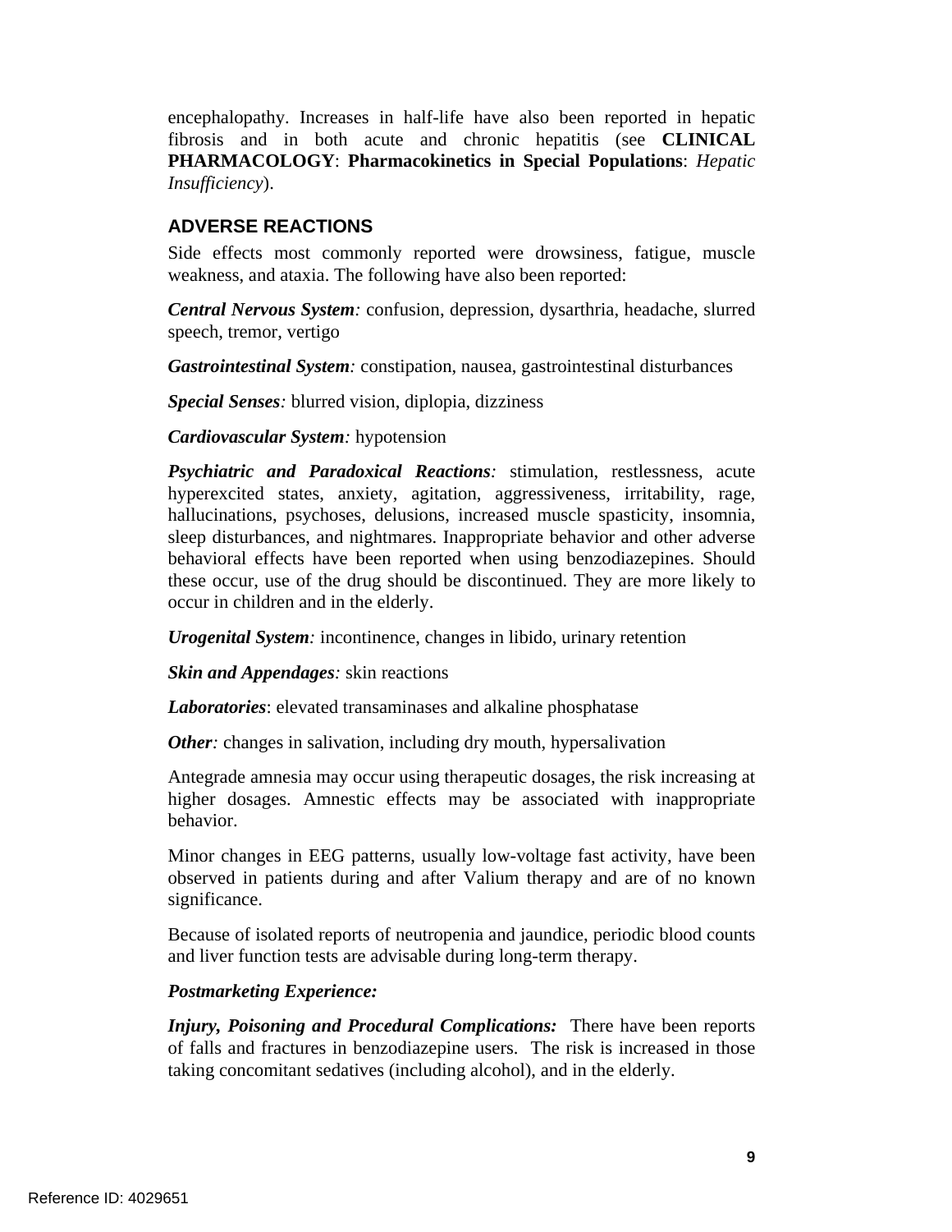encephalopathy. Increases in half-life have also been reported in hepatic fibrosis and in both acute and chronic hepatitis (see **CLINICAL PHARMACOLOGY**: **Pharmacokinetics in Special Populations**: *Hepatic Insufficiency*).

## ADVERSE REACTIONS

Side effects most commonly reported were drowsiness, fatigue, muscle weakness, and ataxia. The following have also been reported:

***Central Nervous System:*** confusion, depression, dysarthria, headache, slurred speech, tremor, vertigo

***Gastrointestinal System:*** constipation, nausea, gastrointestinal disturbances

***Special Senses:*** blurred vision, diplopia, dizziness

***Cardiovascular System:*** hypotension

***Psychiatric and Paradoxical Reactions:*** stimulation, restlessness, acute hyperexcited states, anxiety, agitation, aggressiveness, irritability, rage, hallucinations, psychoses, delusions, increased muscle spasticity, insomnia, sleep disturbances, and nightmares. Inappropriate behavior and other adverse behavioral effects have been reported when using benzodiazepines. Should these occur, use of the drug should be discontinued. They are more likely to occur in children and in the elderly.

***Urogenital System:*** incontinence, changes in libido, urinary retention

***Skin and Appendages:*** skin reactions

***Laboratories***: elevated transaminases and alkaline phosphatase

***Other:*** changes in salivation, including dry mouth, hypersalivation

Antegrade amnesia may occur using therapeutic dosages, the risk increasing at higher dosages. Amnestic effects may be associated with inappropriate behavior.

Minor changes in EEG patterns, usually low-voltage fast activity, have been observed in patients during and after Valium therapy and are of no known significance.

Because of isolated reports of neutropenia and jaundice, periodic blood counts and liver function tests are advisable during long-term therapy.

***Postmarketing Experience:***

***Injury, Poisoning and Procedural Complications:*** There have been reports of falls and fractures in benzodiazepine users. The risk is increased in those taking concomitant sedatives (including alcohol), and in the elderly.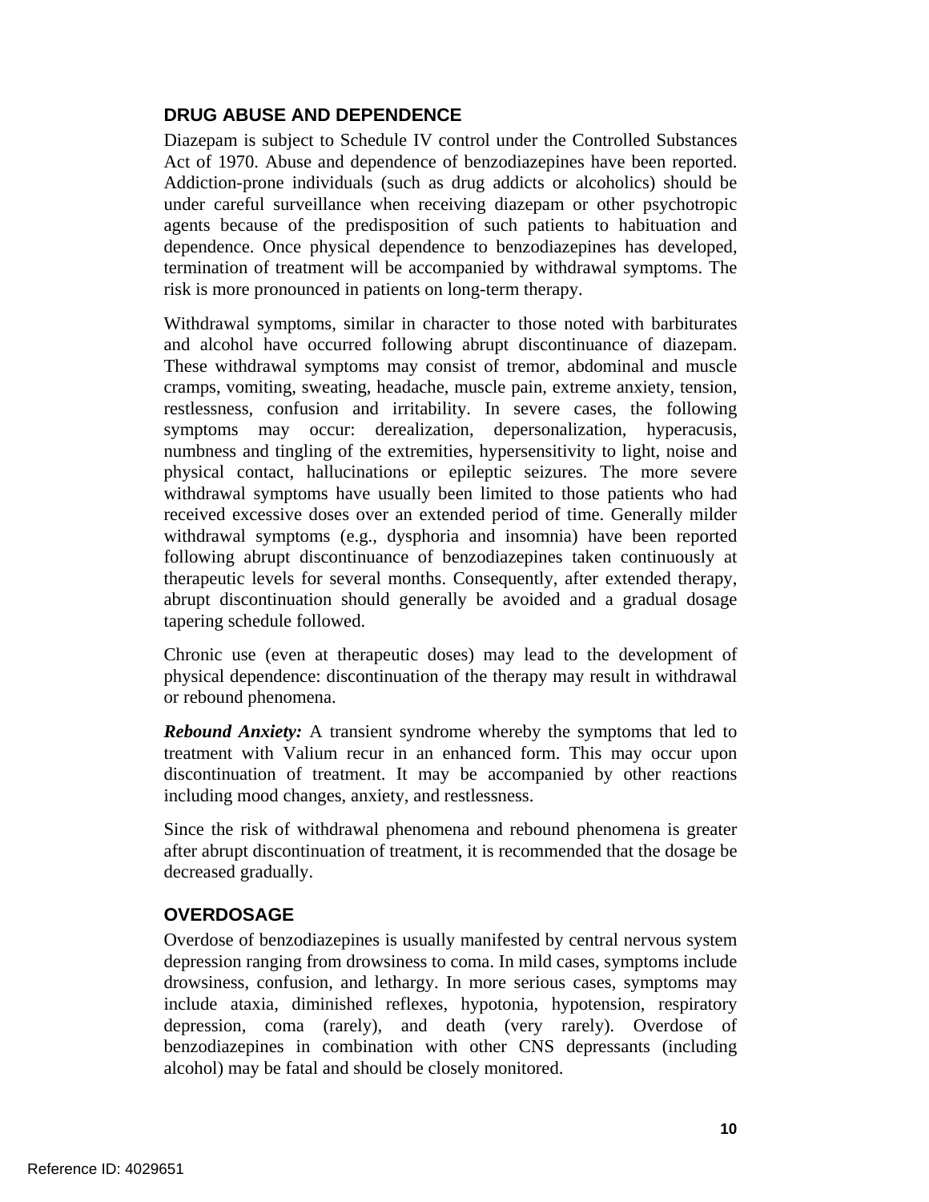## DRUG ABUSE AND DEPENDENCE

Diazepam is subject to Schedule IV control under the Controlled Substances Act of 1970. Abuse and dependence of benzodiazepines have been reported. Addiction-prone individuals (such as drug addicts or alcoholics) should be under careful surveillance when receiving diazepam or other psychotropic agents because of the predisposition of such patients to habituation and dependence. Once physical dependence to benzodiazepines has developed, termination of treatment will be accompanied by withdrawal symptoms. The risk is more pronounced in patients on long-term therapy.

Withdrawal symptoms, similar in character to those noted with barbiturates and alcohol have occurred following abrupt discontinuance of diazepam. These withdrawal symptoms may consist of tremor, abdominal and muscle cramps, vomiting, sweating, headache, muscle pain, extreme anxiety, tension, restlessness, confusion and irritability. In severe cases, the following symptoms may occur: derealization, depersonalization, hyperacusis, numbness and tingling of the extremities, hypersensitivity to light, noise and physical contact, hallucinations or epileptic seizures. The more severe withdrawal symptoms have usually been limited to those patients who had received excessive doses over an extended period of time. Generally milder withdrawal symptoms (e.g., dysphoria and insomnia) have been reported following abrupt discontinuance of benzodiazepines taken continuously at therapeutic levels for several months. Consequently, after extended therapy, abrupt discontinuation should generally be avoided and a gradual dosage tapering schedule followed.

Chronic use (even at therapeutic doses) may lead to the development of physical dependence: discontinuation of the therapy may result in withdrawal or rebound phenomena.

***Rebound Anxiety:*** A transient syndrome whereby the symptoms that led to treatment with Valium recur in an enhanced form. This may occur upon discontinuation of treatment. It may be accompanied by other reactions including mood changes, anxiety, and restlessness.

Since the risk of withdrawal phenomena and rebound phenomena is greater after abrupt discontinuation of treatment, it is recommended that the dosage be decreased gradually.

## OVERDOSAGE

Overdose of benzodiazepines is usually manifested by central nervous system depression ranging from drowsiness to coma. In mild cases, symptoms include drowsiness, confusion, and lethargy. In more serious cases, symptoms may include ataxia, diminished reflexes, hypotonia, hypotension, respiratory depression, coma (rarely), and death (very rarely). Overdose of benzodiazepines in combination with other CNS depressants (including alcohol) may be fatal and should be closely monitored.

Reference ID: 4029651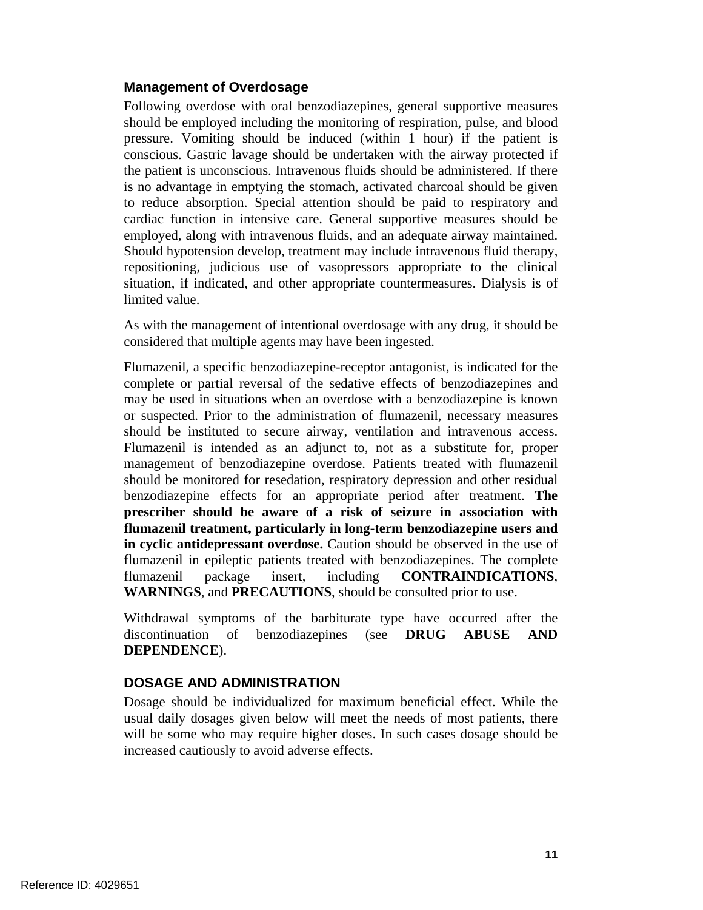### Management of Overdosage

Following overdose with oral benzodiazepines, general supportive measures should be employed including the monitoring of respiration, pulse, and blood pressure. Vomiting should be induced (within 1 hour) if the patient is conscious. Gastric lavage should be undertaken with the airway protected if the patient is unconscious. Intravenous fluids should be administered. If there is no advantage in emptying the stomach, activated charcoal should be given to reduce absorption. Special attention should be paid to respiratory and cardiac function in intensive care. General supportive measures should be employed, along with intravenous fluids, and an adequate airway maintained. Should hypotension develop, treatment may include intravenous fluid therapy, repositioning, judicious use of vasopressors appropriate to the clinical situation, if indicated, and other appropriate countermeasures. Dialysis is of limited value.

As with the management of intentional overdosage with any drug, it should be considered that multiple agents may have been ingested.

Flumazenil, a specific benzodiazepine-receptor antagonist, is indicated for the complete or partial reversal of the sedative effects of benzodiazepines and may be used in situations when an overdose with a benzodiazepine is known or suspected. Prior to the administration of flumazenil, necessary measures should be instituted to secure airway, ventilation and intravenous access. Flumazenil is intended as an adjunct to, not as a substitute for, proper management of benzodiazepine overdose. Patients treated with flumazenil should be monitored for resedation, respiratory depression and other residual benzodiazepine effects for an appropriate period after treatment. **The prescriber should be aware of a risk of seizure in association with flumazenil treatment, particularly in long-term benzodiazepine users and in cyclic antidepressant overdose.** Caution should be observed in the use of flumazenil in epileptic patients treated with benzodiazepines. The complete flumazenil package insert, including **CONTRAINDICATIONS**, **WARNINGS**, and **PRECAUTIONS**, should be consulted prior to use.

Withdrawal symptoms of the barbiturate type have occurred after the discontinuation of benzodiazepines (see **DRUG ABUSE AND DEPENDENCE**).

## DOSAGE AND ADMINISTRATION

Dosage should be individualized for maximum beneficial effect. While the usual daily dosages given below will meet the needs of most patients, there will be some who may require higher doses. In such cases dosage should be increased cautiously to avoid adverse effects.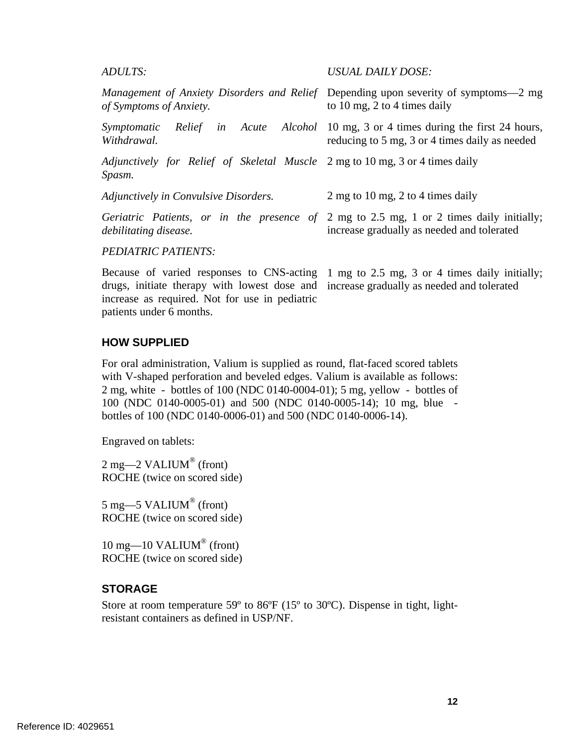| *ADULTS:* | *USUAL DAILY DOSE:* |
| --- | --- |
| *Management of Anxiety Disorders and Relief of Symptoms of Anxiety.* | Depending upon severity of symptoms—2 mg to 10 mg, 2 to 4 times daily |
| *Symptomatic Relief in Acute Alcohol Withdrawal.* | 10 mg, 3 or 4 times during the first 24 hours, reducing to 5 mg, 3 or 4 times daily as needed |
| *Adjunctively for Relief of Skeletal Muscle Spasm.* | 2 mg to 10 mg, 3 or 4 times daily |
| *Adjunctively in Convulsive Disorders.* | 2 mg to 10 mg, 2 to 4 times daily |
| *Geriatric Patients, or in the presence of debilitating disease.* | 2 mg to 2.5 mg, 1 or 2 times daily initially; increase gradually as needed and tolerated |
| *PEDIATRIC PATIENTS:* | |
| Because of varied responses to CNS-acting drugs, initiate therapy with lowest dose and increase as required. Not for use in pediatric patients under 6 months. | 1 mg to 2.5 mg, 3 or 4 times daily initially; increase gradually as needed and tolerated |

## HOW SUPPLIED

For oral administration, Valium is supplied as round, flat-faced scored tablets with V-shaped perforation and beveled edges. Valium is available as follows: 2 mg, white - bottles of 100 (NDC 0140-0004-01); 5 mg, yellow - bottles of 100 (NDC 0140-0005-01) and 500 (NDC 0140-0005-14); 10 mg, blue - bottles of 100 (NDC 0140-0006-01) and 500 (NDC 0140-0006-14).

Engraved on tablets:

2 mg—2 VALIUM® (front)
ROCHE (twice on scored side)

5 mg—5 VALIUM® (front)
ROCHE (twice on scored side)

10 mg—10 VALIUM® (front)
ROCHE (twice on scored side)

## STORAGE

Store at room temperature 59º to 86ºF (15º to 30ºC). Dispense in tight, light-resistant containers as defined in USP/NF.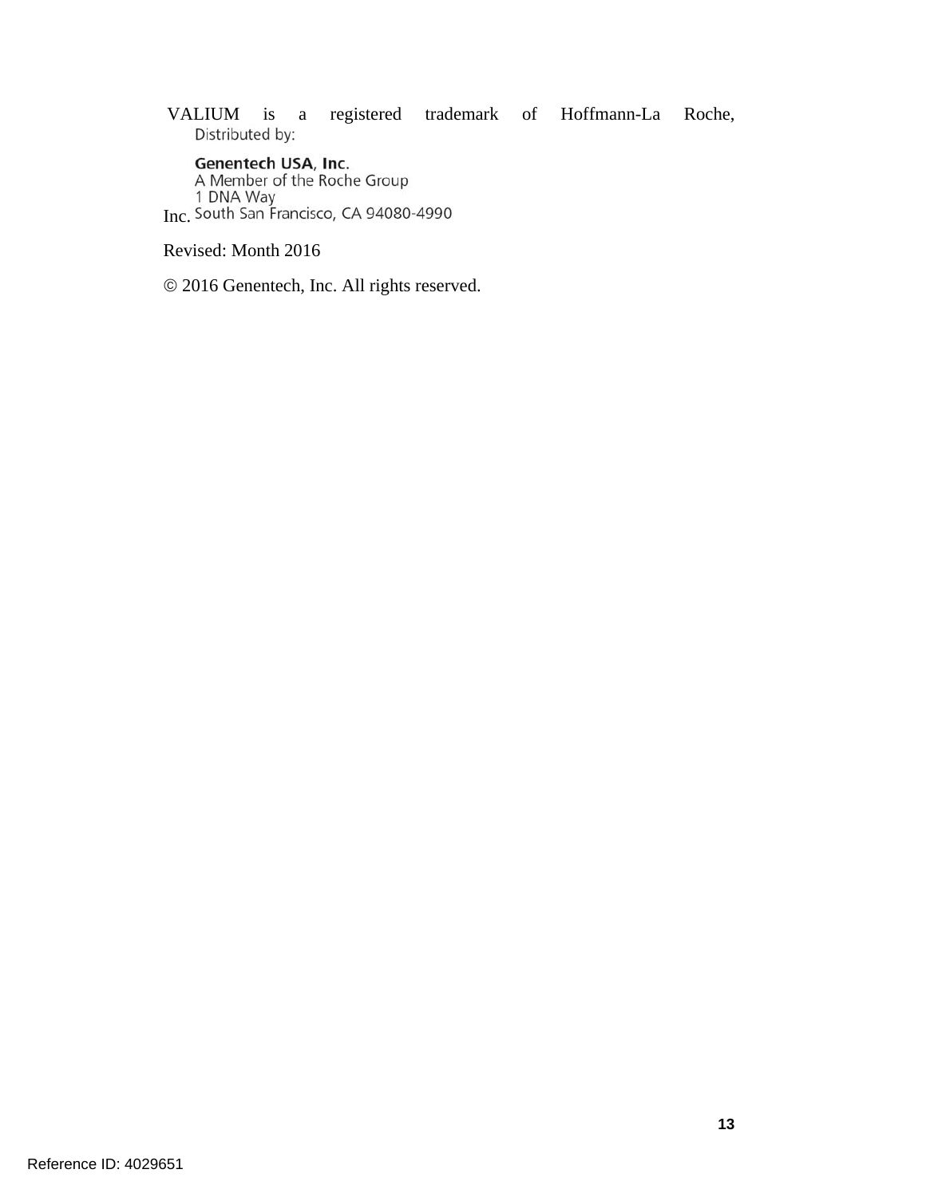VALIUM is a registered trademark of Hoffmann-La Roche, Inc.

Distributed by:

**Genentech USA, Inc.**
A Member of the Roche Group
1 DNA Way
South San Francisco, CA 94080-4990

Revised: Month 2016

© 2016 Genentech, Inc. All rights reserved.

Reference ID: 4029651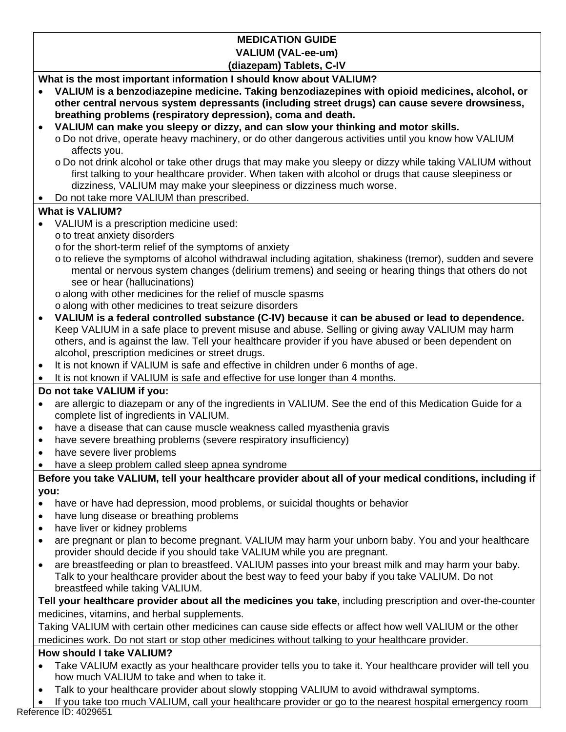## MEDICATION GUIDE
## VALIUM (VAL-ee-um)
## (diazepam) Tablets, C-IV

**What is the most important information I should know about VALIUM?**

- **VALIUM is a benzodiazepine medicine. Taking benzodiazepines with opioid medicines, alcohol, or other central nervous system depressants (including street drugs) can cause severe drowsiness, breathing problems (respiratory depression), coma and death.**
- **VALIUM can make you sleepy or dizzy, and can slow your thinking and motor skills.**
  - Do not drive, operate heavy machinery, or do other dangerous activities until you know how VALIUM affects you.
  - Do not drink alcohol or take other drugs that may make you sleepy or dizzy while taking VALIUM without first talking to your healthcare provider. When taken with alcohol or drugs that cause sleepiness or dizziness, VALIUM may make your sleepiness or dizziness much worse.
- Do not take more VALIUM than prescribed.

**What is VALIUM?**

- VALIUM is a prescription medicine used:
  - to treat anxiety disorders
  - for the short-term relief of the symptoms of anxiety
  - to relieve the symptoms of alcohol withdrawal including agitation, shakiness (tremor), sudden and severe mental or nervous system changes (delirium tremens) and seeing or hearing things that others do not see or hear (hallucinations)
  - along with other medicines for the relief of muscle spasms
  - along with other medicines to treat seizure disorders
- **VALIUM is a federal controlled substance (C-IV) because it can be abused or lead to dependence.** Keep VALIUM in a safe place to prevent misuse and abuse. Selling or giving away VALIUM may harm others, and is against the law. Tell your healthcare provider if you have abused or been dependent on alcohol, prescription medicines or street drugs.
- It is not known if VALIUM is safe and effective in children under 6 months of age.
- It is not known if VALIUM is safe and effective for use longer than 4 months.

**Do not take VALIUM if you:**

- are allergic to diazepam or any of the ingredients in VALIUM. See the end of this Medication Guide for a complete list of ingredients in VALIUM.
- have a disease that can cause muscle weakness called myasthenia gravis
- have severe breathing problems (severe respiratory insufficiency)
- have severe liver problems
- have a sleep problem called sleep apnea syndrome

**Before you take VALIUM, tell your healthcare provider about all of your medical conditions, including if you:**

- have or have had depression, mood problems, or suicidal thoughts or behavior
- have lung disease or breathing problems
- have liver or kidney problems
- are pregnant or plan to become pregnant. VALIUM may harm your unborn baby. You and your healthcare provider should decide if you should take VALIUM while you are pregnant.
- are breastfeeding or plan to breastfeed. VALIUM passes into your breast milk and may harm your baby. Talk to your healthcare provider about the best way to feed your baby if you take VALIUM. Do not breastfeed while taking VALIUM.

**Tell your healthcare provider about all the medicines you take**, including prescription and over-the-counter medicines, vitamins, and herbal supplements.

Taking VALIUM with certain other medicines can cause side effects or affect how well VALIUM or the other medicines work. Do not start or stop other medicines without talking to your healthcare provider.

**How should I take VALIUM?**

- Take VALIUM exactly as your healthcare provider tells you to take it. Your healthcare provider will tell you how much VALIUM to take and when to take it.
- Talk to your healthcare provider about slowly stopping VALIUM to avoid withdrawal symptoms.
- If you take too much VALIUM, call your healthcare provider or go to the nearest hospital emergency room

Reference ID: 4029651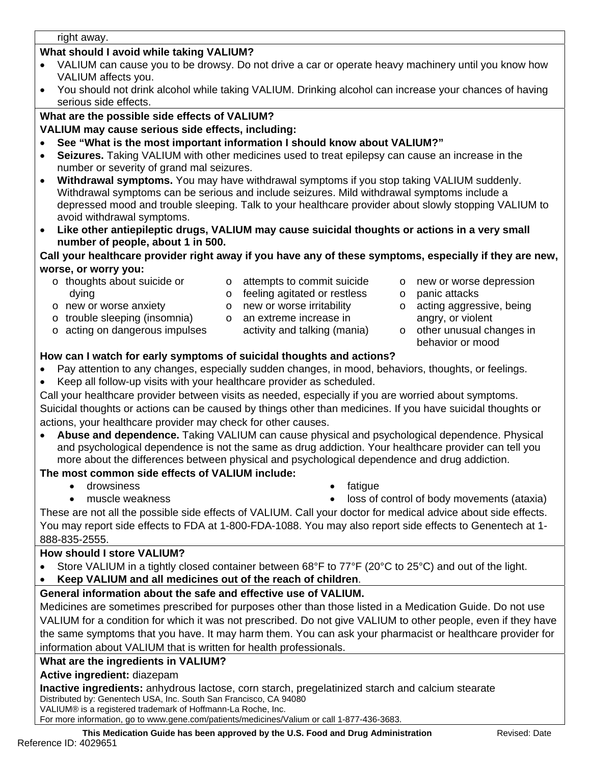right away.

**What should I avoid while taking VALIUM?**

- VALIUM can cause you to be drowsy. Do not drive a car or operate heavy machinery until you know how VALIUM affects you.
- You should not drink alcohol while taking VALIUM. Drinking alcohol can increase your chances of having serious side effects.

**What are the possible side effects of VALIUM?**

**VALIUM may cause serious side effects, including:**

- **See "What is the most important information I should know about VALIUM?"**
- **Seizures.** Taking VALIUM with other medicines used to treat epilepsy can cause an increase in the number or severity of grand mal seizures.
- **Withdrawal symptoms.** You may have withdrawal symptoms if you stop taking VALIUM suddenly. Withdrawal symptoms can be serious and include seizures. Mild withdrawal symptoms include a depressed mood and trouble sleeping. Talk to your healthcare provider about slowly stopping VALIUM to avoid withdrawal symptoms.
- **Like other antiepileptic drugs, VALIUM may cause suicidal thoughts or actions in a very small number of people, about 1 in 500.**

**Call your healthcare provider right away if you have any of these symptoms, especially if they are new, worse, or worry you:**

- thoughts about suicide or dying
- new or worse anxiety
- trouble sleeping (insomnia)
- acting on dangerous impulses
- attempts to commit suicide
- feeling agitated or restless
- new or worse irritability
- an extreme increase in activity and talking (mania)
- new or worse depression
- panic attacks
- acting aggressive, being angry, or violent
- other unusual changes in behavior or mood

**How can I watch for early symptoms of suicidal thoughts and actions?**

- Pay attention to any changes, especially sudden changes, in mood, behaviors, thoughts, or feelings.
- Keep all follow-up visits with your healthcare provider as scheduled.

Call your healthcare provider between visits as needed, especially if you are worried about symptoms. Suicidal thoughts or actions can be caused by things other than medicines. If you have suicidal thoughts or actions, your healthcare provider may check for other causes.

- **Abuse and dependence.** Taking VALIUM can cause physical and psychological dependence. Physical and psychological dependence is not the same as drug addiction. Your healthcare provider can tell you more about the differences between physical and psychological dependence and drug addiction.

**The most common side effects of VALIUM include:**

- drowsiness
- muscle weakness
- fatigue
- loss of control of body movements (ataxia)

These are not all the possible side effects of VALIUM. Call your doctor for medical advice about side effects. You may report side effects to FDA at 1-800-FDA-1088. You may also report side effects to Genentech at 1-888-835-2555.

**How should I store VALIUM?**

- Store VALIUM in a tightly closed container between 68°F to 77°F (20°C to 25°C) and out of the light.
- **Keep VALIUM and all medicines out of the reach of children**.

**General information about the safe and effective use of VALIUM.**

Medicines are sometimes prescribed for purposes other than those listed in a Medication Guide. Do not use VALIUM for a condition for which it was not prescribed. Do not give VALIUM to other people, even if they have the same symptoms that you have. It may harm them. You can ask your pharmacist or healthcare provider for information about VALIUM that is written for health professionals.

**What are the ingredients in VALIUM?**

**Active ingredient:** diazepam

**Inactive ingredients:** anhydrous lactose, corn starch, pregelatinized starch and calcium stearate

Distributed by: Genentech USA, Inc. South San Francisco, CA 94080

VALIUM® is a registered trademark of Hoffmann-La Roche, Inc.

For more information, go to www.gene.com/patients/medicines/Valium or call 1-877-436-3683.

**This Medication Guide has been approved by the U.S. Food and Drug Administration** Revised: Date

Reference ID: 4029651